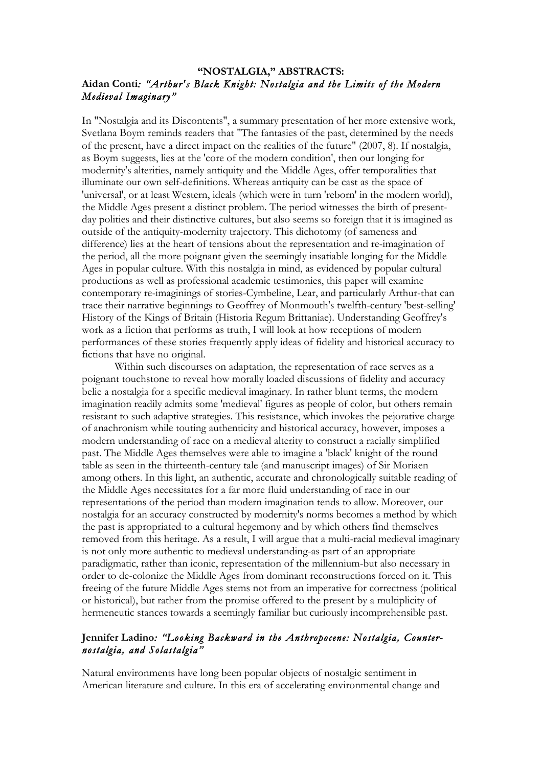# "NOSTALGIA," ABSTRACTS:

## Aidan Conti: *"Arthur's Black Knight: Nostalgia and the Limits of the Modern Medieval Imaginary"*

In "Nostalgia and its Discontents", a summary presentation of her more extensive work, Svetlana Boym reminds readers that "The fantasies of the past, determined by the needs of the present, have a direct impact on the realities of the future" (2007, 8). If nostalgia, as Boym suggests, lies at the 'core of the modern condition', then our longing for modernity's alterities, namely antiquity and the Middle Ages, offer temporalities that illuminate our own self-definitions. Whereas antiquity can be cast as the space of 'universal', or at least Western, ideals (which were in turn 'reborn' in the modern world), the Middle Ages present a distinct problem. The period witnesses the birth of present-day polities and their distinctive cultures, but also seems so foreign that it is imagined as outside of the antiquity-modernity trajectory. This dichotomy (of sameness and difference) lies at the heart of tensions about the representation and re-imagination of the period, all the more poignant given the seemingly insatiable longing for the Middle Ages in popular culture. With this nostalgia in mind, as evidenced by popular cultural productions as well as professional academic testimonies, this paper will examine contemporary re-imaginings of stories-Cymbeline, Lear, and particularly Arthur-that can trace their narrative beginnings to Geoffrey of Monmouth's twelfth-century 'best-selling' History of the Kings of Britain (Historia Regum Brittaniae). Understanding Geoffrey's work as a fiction that performs as truth, I will look at how receptions of modern performances of these stories frequently apply ideas of fidelity and historical accuracy to fictions that have no original.

Within such discourses on adaptation, the representation of race serves as a poignant touchstone to reveal how morally loaded discussions of fidelity and accuracy belie a nostalgia for a specific medieval imaginary. In rather blunt terms, the modern imagination readily admits some 'medieval' figures as people of color, but others remain resistant to such adaptive strategies. This resistance, which invokes the pejorative charge of anachronism while touting authenticity and historical accuracy, however, imposes a modern understanding of race on a medieval alterity to construct a racially simplified past. The Middle Ages themselves were able to imagine a 'black' knight of the round table as seen in the thirteenth-century tale (and manuscript images) of Sir Moriaen among others. In this light, an authentic, accurate and chronologically suitable reading of the Middle Ages necessitates for a far more fluid understanding of race in our representations of the period than modern imagination tends to allow. Moreover, our nostalgia for an accuracy constructed by modernity's norms becomes a method by which the past is appropriated to a cultural hegemony and by which others find themselves removed from this heritage. As a result, I will argue that a multi-racial medieval imaginary is not only more authentic to medieval understanding-as part of an appropriate paradigmatic, rather than iconic, representation of the millennium-but also necessary in order to de-colonize the Middle Ages from dominant reconstructions forced on it. This freeing of the future Middle Ages stems not from an imperative for correctness (political or historical), but rather from the promise offered to the present by a multiplicity of hermeneutic stances towards a seemingly familiar but curiously incomprehensible past.

## Jennifer Ladino: *"Looking Backward in the Anthropocene: Nostalgia, Counter-nostalgia, and Solastalgia"*

Natural environments have long been popular objects of nostalgic sentiment in American literature and culture. In this era of accelerating environmental change and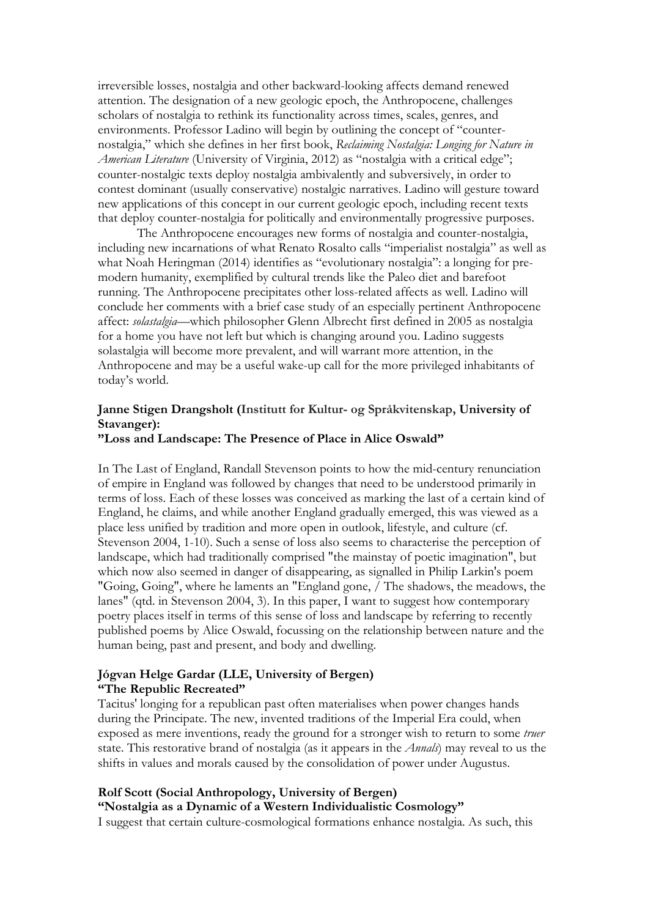irreversible losses, nostalgia and other backward-looking affects demand renewed attention. The designation of a new geologic epoch, the Anthropocene, challenges scholars of nostalgia to rethink its functionality across times, scales, genres, and environments. Professor Ladino will begin by outlining the concept of "counter-nostalgia," which she defines in her first book, *Reclaiming Nostalgia: Longing for Nature in American Literature* (University of Virginia, 2012) as "nostalgia with a critical edge"; counter-nostalgic texts deploy nostalgia ambivalently and subversively, in order to contest dominant (usually conservative) nostalgic narratives. Ladino will gesture toward new applications of this concept in our current geologic epoch, including recent texts that deploy counter-nostalgia for politically and environmentally progressive purposes.

The Anthropocene encourages new forms of nostalgia and counter-nostalgia, including new incarnations of what Renato Rosalto calls "imperialist nostalgia" as well as what Noah Heringman (2014) identifies as "evolutionary nostalgia": a longing for pre-modern humanity, exemplified by cultural trends like the Paleo diet and barefoot running. The Anthropocene precipitates other loss-related affects as well. Ladino will conclude her comments with a brief case study of an especially pertinent Anthropocene affect: *solastalgia*—which philosopher Glenn Albrecht first defined in 2005 as nostalgia for a home you have not left but which is changing around you. Ladino suggests solastalgia will become more prevalent, and will warrant more attention, in the Anthropocene and may be a useful wake-up call for the more privileged inhabitants of today's world.

**Janne Stigen Drangsholt (Institutt for Kultur- og Språkvitenskap, University of Stavanger):**
**"Loss and Landscape: The Presence of Place in Alice Oswald"**

In The Last of England, Randall Stevenson points to how the mid-century renunciation of empire in England was followed by changes that need to be understood primarily in terms of loss. Each of these losses was conceived as marking the last of a certain kind of England, he claims, and while another England gradually emerged, this was viewed as a place less unified by tradition and more open in outlook, lifestyle, and culture (cf. Stevenson 2004, 1-10). Such a sense of loss also seems to characterise the perception of landscape, which had traditionally comprised "the mainstay of poetic imagination", but which now also seemed in danger of disappearing, as signalled in Philip Larkin's poem "Going, Going", where he laments an "England gone, / The shadows, the meadows, the lanes" (qtd. in Stevenson 2004, 3). In this paper, I want to suggest how contemporary poetry places itself in terms of this sense of loss and landscape by referring to recently published poems by Alice Oswald, focussing on the relationship between nature and the human being, past and present, and body and dwelling.

**Jógvan Helge Gardar (LLE, University of Bergen)**
**"The Republic Recreated"**

Tacitus' longing for a republican past often materialises when power changes hands during the Principate. The new, invented traditions of the Imperial Era could, when exposed as mere inventions, ready the ground for a stronger wish to return to some *truer* state. This restorative brand of nostalgia (as it appears in the *Annals*) may reveal to us the shifts in values and morals caused by the consolidation of power under Augustus.

**Rolf Scott (Social Anthropology, University of Bergen)**
**"Nostalgia as a Dynamic of a Western Individualistic Cosmology"**

I suggest that certain culture-cosmological formations enhance nostalgia. As such, this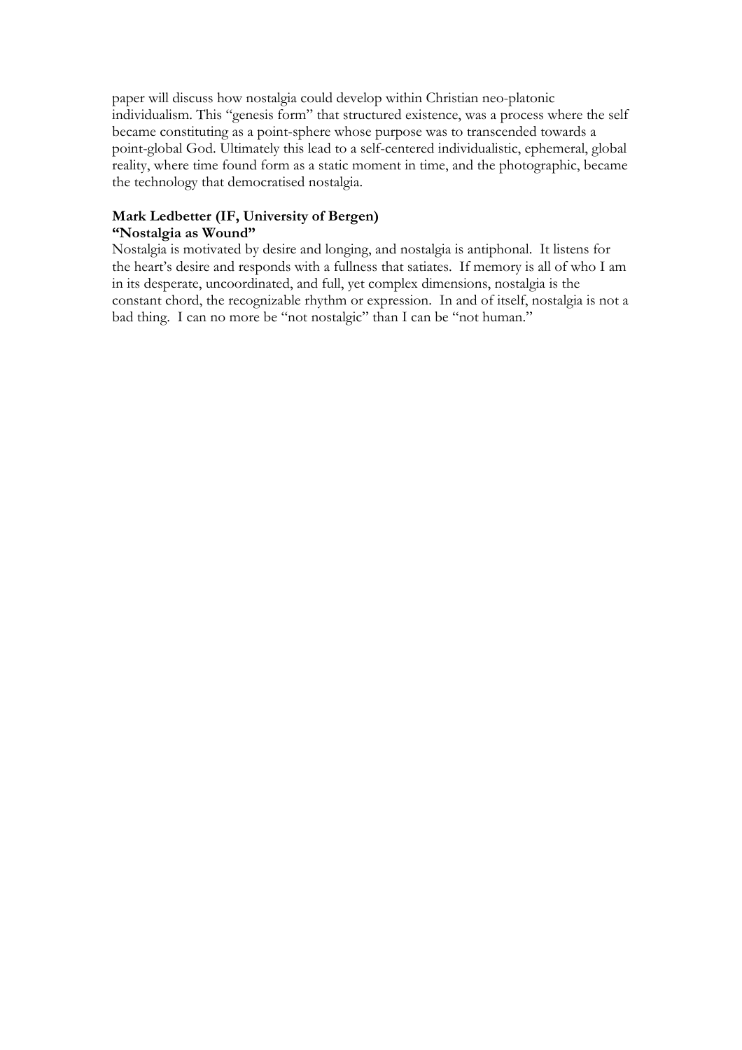paper will discuss how nostalgia could develop within Christian neo-platonic individualism. This "genesis form" that structured existence, was a process where the self became constituting as a point-sphere whose purpose was to transcended towards a point-global God. Ultimately this lead to a self-centered individualistic, ephemeral, global reality, where time found form as a static moment in time, and the photographic, became the technology that democratised nostalgia.

**Mark Ledbetter (IF, University of Bergen)**
**"Nostalgia as Wound"**

Nostalgia is motivated by desire and longing, and nostalgia is antiphonal. It listens for the heart's desire and responds with a fullness that satiates. If memory is all of who I am in its desperate, uncoordinated, and full, yet complex dimensions, nostalgia is the constant chord, the recognizable rhythm or expression. In and of itself, nostalgia is not a bad thing. I can no more be "not nostalgic" than I can be "not human."